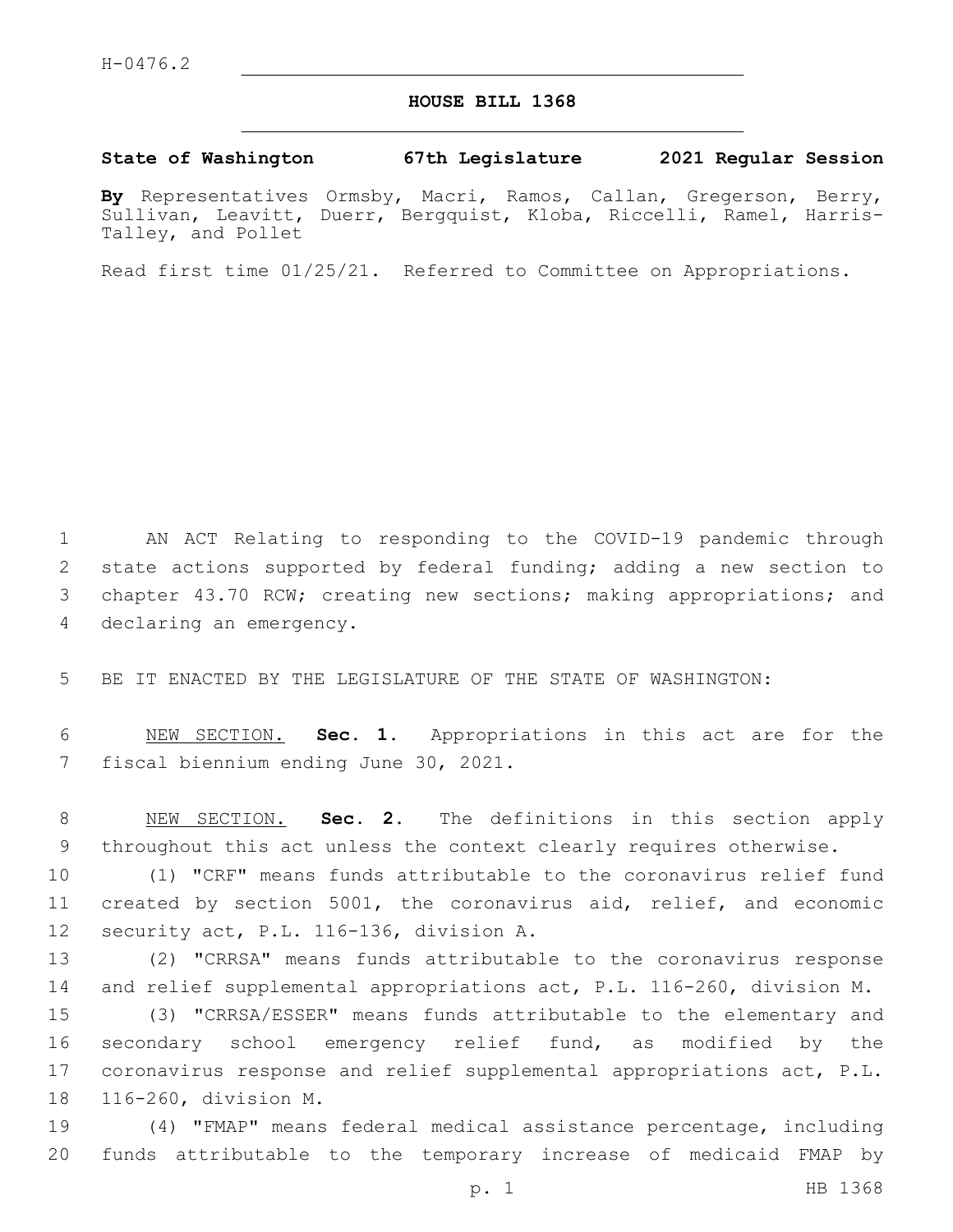H-0476.2

# HOUSE BILL 1368

**State of Washington 67th Legislature 2021 Regular Session**

**By** Representatives Ormsby, Macri, Ramos, Callan, Gregerson, Berry, Sullivan, Leavitt, Duerr, Bergquist, Kloba, Riccelli, Ramel, Harris-Talley, and Pollet

Read first time 01/25/21. Referred to Committee on Appropriations.

AN ACT Relating to responding to the COVID-19 pandemic through state actions supported by federal funding; adding a new section to chapter 43.70 RCW; creating new sections; making appropriations; and declaring an emergency.

BE IT ENACTED BY THE LEGISLATURE OF THE STATE OF WASHINGTON:

NEW SECTION. **Sec. 1.** Appropriations in this act are for the fiscal biennium ending June 30, 2021.

NEW SECTION. **Sec. 2.** The definitions in this section apply throughout this act unless the context clearly requires otherwise.

(1) "CRF" means funds attributable to the coronavirus relief fund created by section 5001, the coronavirus aid, relief, and economic security act, P.L. 116-136, division A.

(2) "CRRSA" means funds attributable to the coronavirus response and relief supplemental appropriations act, P.L. 116-260, division M.

(3) "CRRSA/ESSER" means funds attributable to the elementary and secondary school emergency relief fund, as modified by the coronavirus response and relief supplemental appropriations act, P.L. 116-260, division M.

(4) "FMAP" means federal medical assistance percentage, including funds attributable to the temporary increase of medicaid FMAP by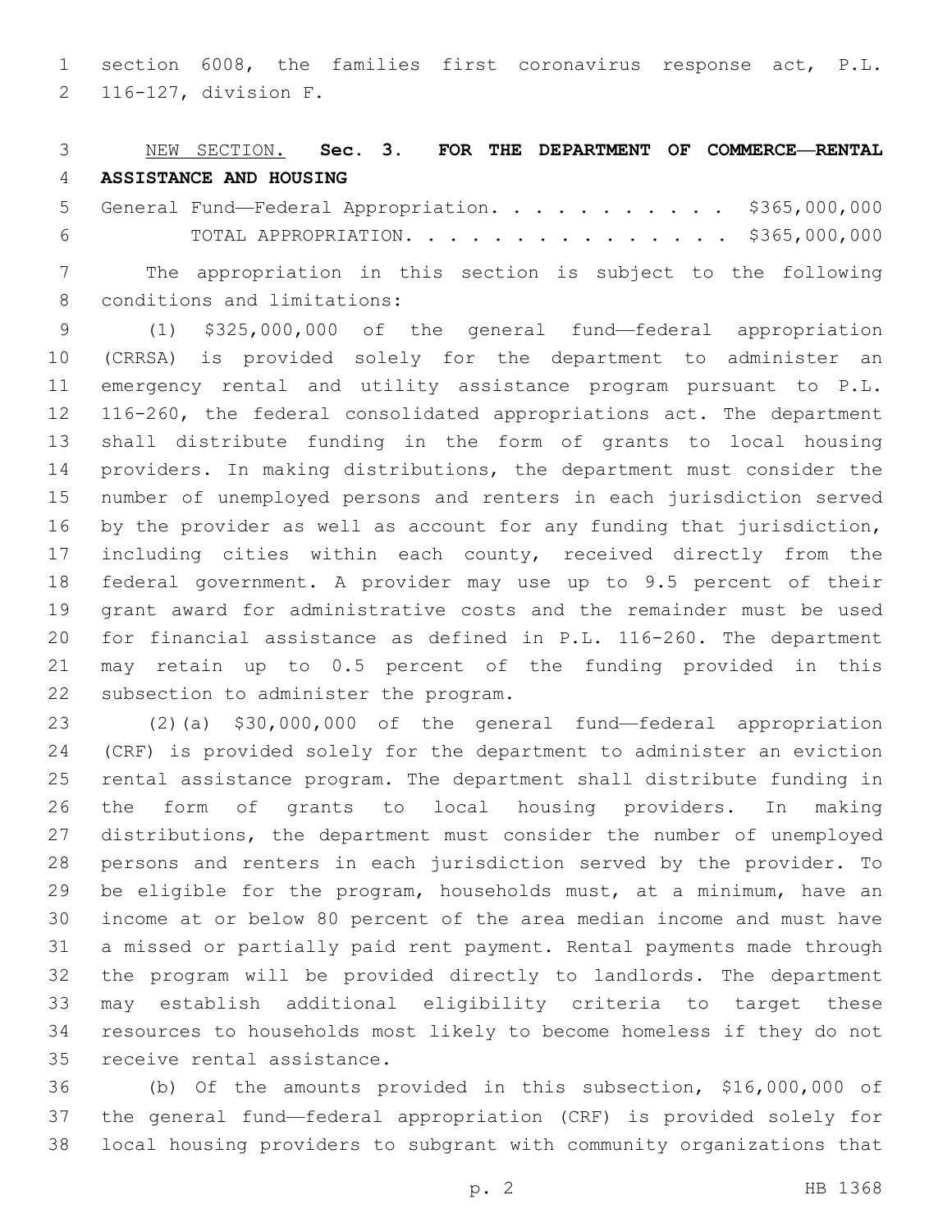section 6008, the families first coronavirus response act, P.L. 116-127, division F.

NEW SECTION. **Sec. 3. FOR THE DEPARTMENT OF COMMERCE—RENTAL ASSISTANCE AND HOUSING**

| | |
|---|---|
| General Fund—Federal Appropriation. . . . . . . . . . . | $365,000,000 |
| TOTAL APPROPRIATION. . . . . . . . . . . . . . . | $365,000,000 |

The appropriation in this section is subject to the following conditions and limitations:

(1) $325,000,000 of the general fund—federal appropriation (CRRSA) is provided solely for the department to administer an emergency rental and utility assistance program pursuant to P.L. 116-260, the federal consolidated appropriations act. The department shall distribute funding in the form of grants to local housing providers. In making distributions, the department must consider the number of unemployed persons and renters in each jurisdiction served by the provider as well as account for any funding that jurisdiction, including cities within each county, received directly from the federal government. A provider may use up to 9.5 percent of their grant award for administrative costs and the remainder must be used for financial assistance as defined in P.L. 116-260. The department may retain up to 0.5 percent of the funding provided in this subsection to administer the program.

(2)(a) $30,000,000 of the general fund—federal appropriation (CRF) is provided solely for the department to administer an eviction rental assistance program. The department shall distribute funding in the form of grants to local housing providers. In making distributions, the department must consider the number of unemployed persons and renters in each jurisdiction served by the provider. To be eligible for the program, households must, at a minimum, have an income at or below 80 percent of the area median income and must have a missed or partially paid rent payment. Rental payments made through the program will be provided directly to landlords. The department may establish additional eligibility criteria to target these resources to households most likely to become homeless if they do not receive rental assistance.

(b) Of the amounts provided in this subsection, $16,000,000 of the general fund—federal appropriation (CRF) is provided solely for local housing providers to subgrant with community organizations that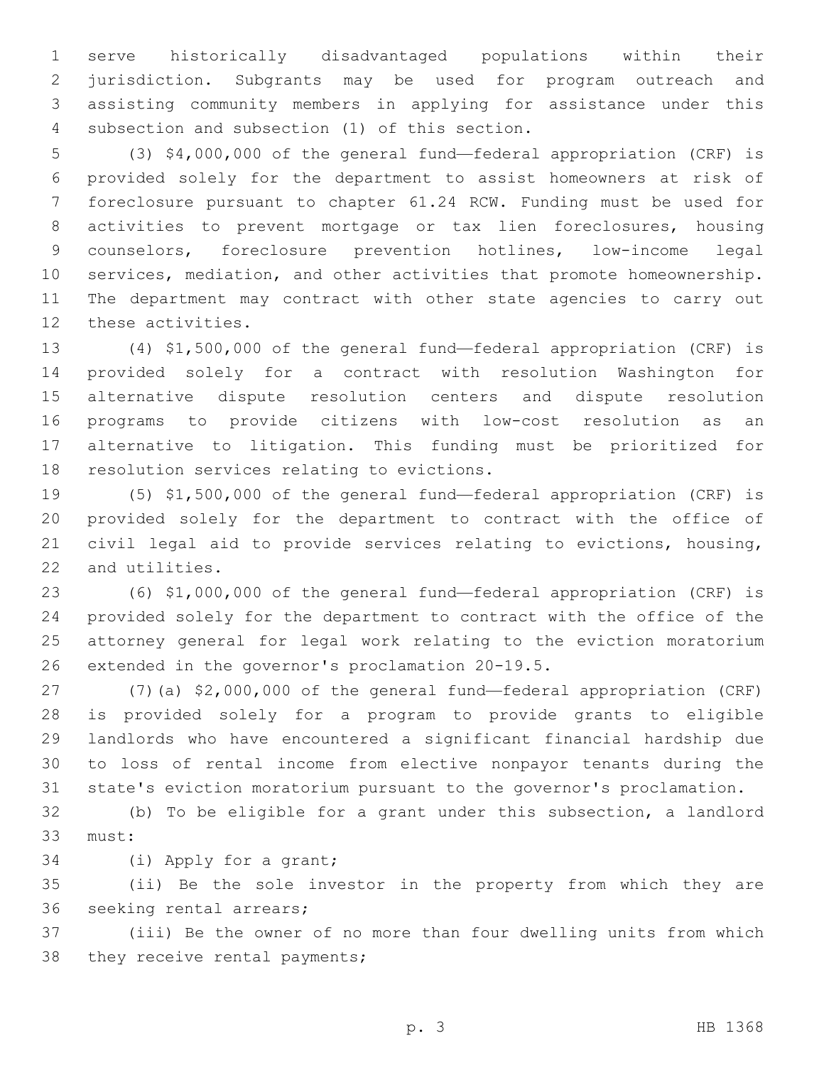serve historically disadvantaged populations within their jurisdiction. Subgrants may be used for program outreach and assisting community members in applying for assistance under this subsection and subsection (1) of this section.

(3) $4,000,000 of the general fund—federal appropriation (CRF) is provided solely for the department to assist homeowners at risk of foreclosure pursuant to chapter 61.24 RCW. Funding must be used for activities to prevent mortgage or tax lien foreclosures, housing counselors, foreclosure prevention hotlines, low-income legal services, mediation, and other activities that promote homeownership. The department may contract with other state agencies to carry out these activities.

(4) $1,500,000 of the general fund—federal appropriation (CRF) is provided solely for a contract with resolution Washington for alternative dispute resolution centers and dispute resolution programs to provide citizens with low-cost resolution as an alternative to litigation. This funding must be prioritized for resolution services relating to evictions.

(5) $1,500,000 of the general fund—federal appropriation (CRF) is provided solely for the department to contract with the office of civil legal aid to provide services relating to evictions, housing, and utilities.

(6) $1,000,000 of the general fund—federal appropriation (CRF) is provided solely for the department to contract with the office of the attorney general for legal work relating to the eviction moratorium extended in the governor's proclamation 20-19.5.

(7)(a) $2,000,000 of the general fund—federal appropriation (CRF) is provided solely for a program to provide grants to eligible landlords who have encountered a significant financial hardship due to loss of rental income from elective nonpayor tenants during the state's eviction moratorium pursuant to the governor's proclamation.

(b) To be eligible for a grant under this subsection, a landlord must:

(i) Apply for a grant;

(ii) Be the sole investor in the property from which they are seeking rental arrears;

(iii) Be the owner of no more than four dwelling units from which they receive rental payments;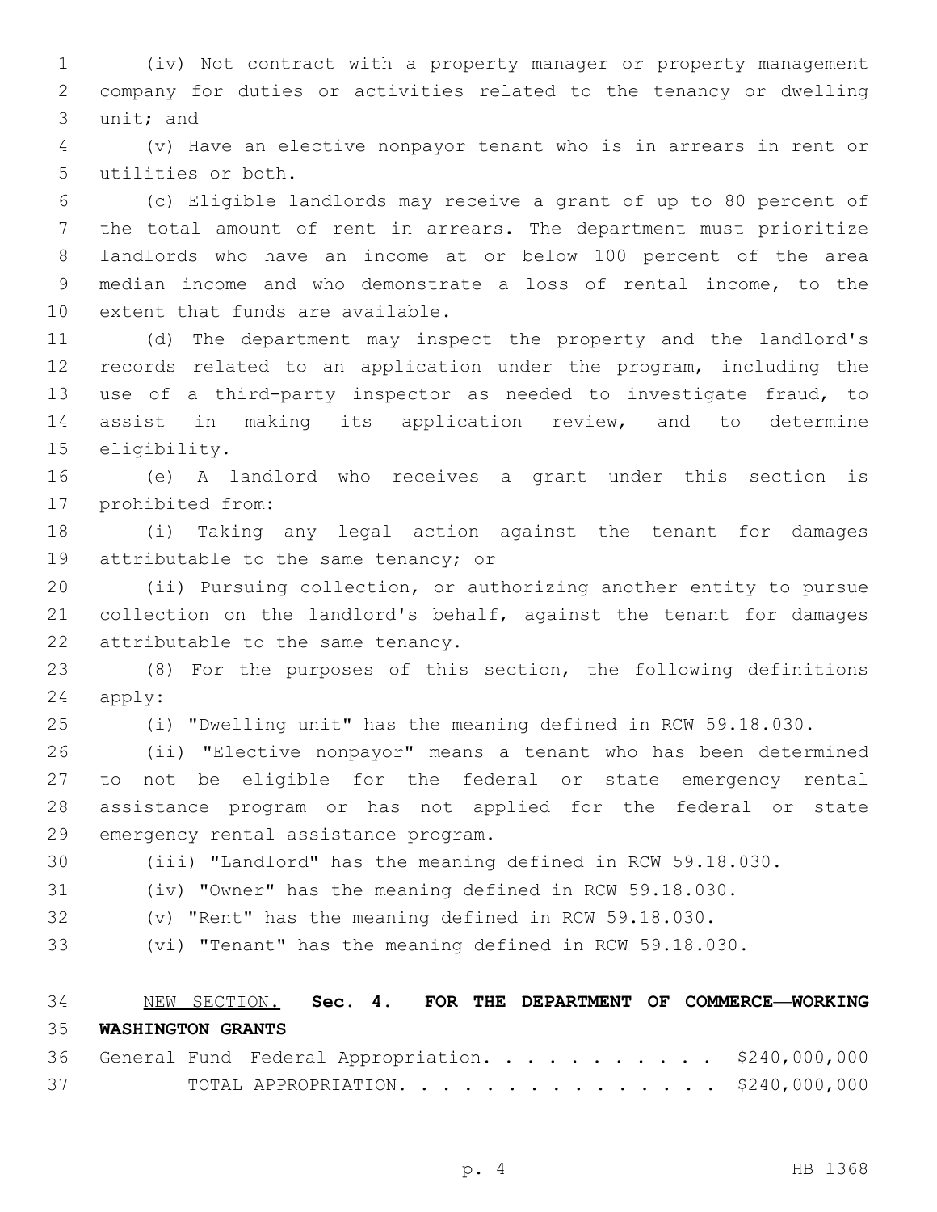(iv) Not contract with a property manager or property management company for duties or activities related to the tenancy or dwelling unit; and

(v) Have an elective nonpayor tenant who is in arrears in rent or utilities or both.

(c) Eligible landlords may receive a grant of up to 80 percent of the total amount of rent in arrears. The department must prioritize landlords who have an income at or below 100 percent of the area median income and who demonstrate a loss of rental income, to the extent that funds are available.

(d) The department may inspect the property and the landlord's records related to an application under the program, including the use of a third-party inspector as needed to investigate fraud, to assist in making its application review, and to determine eligibility.

(e) A landlord who receives a grant under this section is prohibited from:

(i) Taking any legal action against the tenant for damages attributable to the same tenancy; or

(ii) Pursuing collection, or authorizing another entity to pursue collection on the landlord's behalf, against the tenant for damages attributable to the same tenancy.

(8) For the purposes of this section, the following definitions apply:

(i) "Dwelling unit" has the meaning defined in RCW 59.18.030.

(ii) "Elective nonpayor" means a tenant who has been determined to not be eligible for the federal or state emergency rental assistance program or has not applied for the federal or state emergency rental assistance program.

(iii) "Landlord" has the meaning defined in RCW 59.18.030.

(iv) "Owner" has the meaning defined in RCW 59.18.030.

(v) "Rent" has the meaning defined in RCW 59.18.030.

(vi) "Tenant" has the meaning defined in RCW 59.18.030.

NEW SECTION. **Sec. 4. FOR THE DEPARTMENT OF COMMERCE—WORKING WASHINGTON GRANTS**

General Fund—Federal Appropriation. . . . . . . . . . . . $240,000,000

TOTAL APPROPRIATION. . . . . . . . . . . . . . . . $240,000,000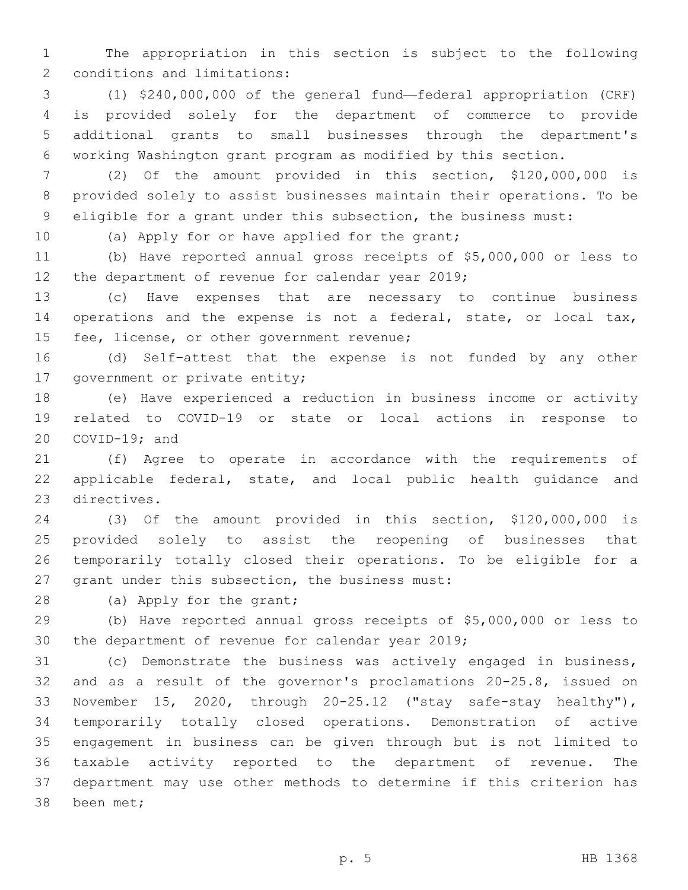The appropriation in this section is subject to the following conditions and limitations:

(1) $240,000,000 of the general fund—federal appropriation (CRF) is provided solely for the department of commerce to provide additional grants to small businesses through the department's working Washington grant program as modified by this section.

(2) Of the amount provided in this section, $120,000,000 is provided solely to assist businesses maintain their operations. To be eligible for a grant under this subsection, the business must:

(a) Apply for or have applied for the grant;

(b) Have reported annual gross receipts of $5,000,000 or less to the department of revenue for calendar year 2019;

(c) Have expenses that are necessary to continue business operations and the expense is not a federal, state, or local tax, fee, license, or other government revenue;

(d) Self-attest that the expense is not funded by any other government or private entity;

(e) Have experienced a reduction in business income or activity related to COVID-19 or state or local actions in response to COVID-19; and

(f) Agree to operate in accordance with the requirements of applicable federal, state, and local public health guidance and directives.

(3) Of the amount provided in this section, $120,000,000 is provided solely to assist the reopening of businesses that temporarily totally closed their operations. To be eligible for a grant under this subsection, the business must:

(a) Apply for the grant;

(b) Have reported annual gross receipts of $5,000,000 or less to the department of revenue for calendar year 2019;

(c) Demonstrate the business was actively engaged in business, and as a result of the governor's proclamations 20-25.8, issued on November 15, 2020, through 20-25.12 ("stay safe-stay healthy"), temporarily totally closed operations. Demonstration of active engagement in business can be given through but is not limited to taxable activity reported to the department of revenue. The department may use other methods to determine if this criterion has been met;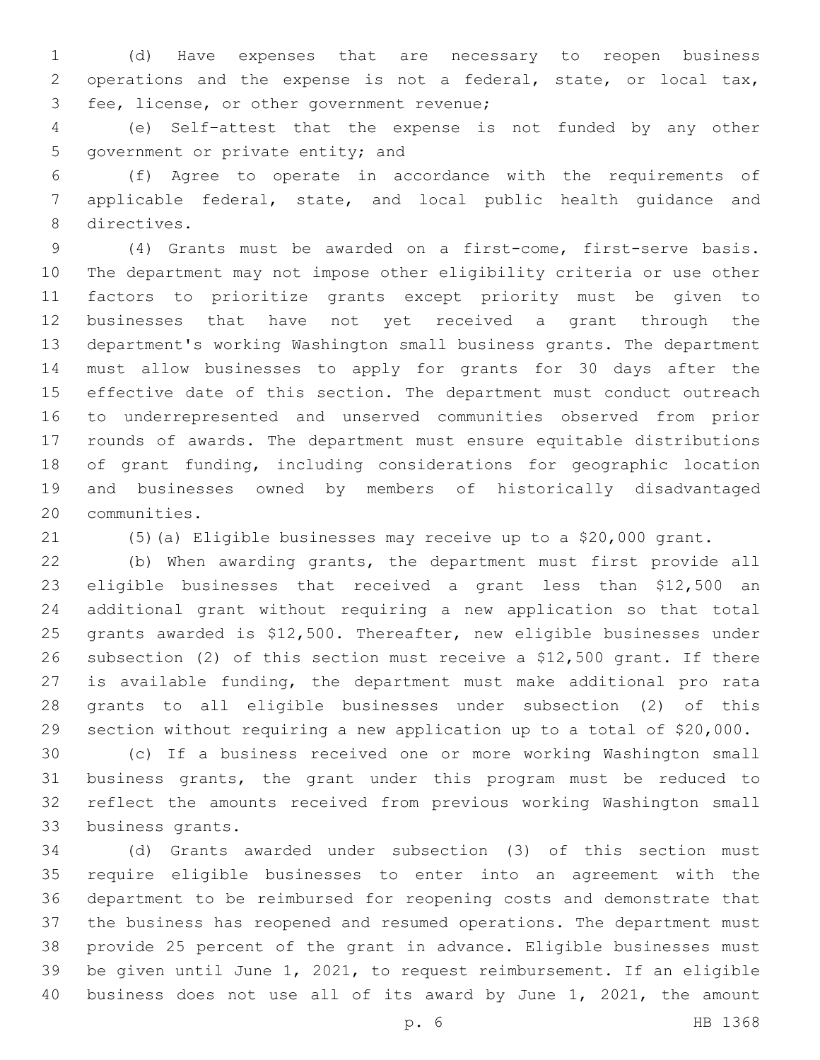(d) Have expenses that are necessary to reopen business operations and the expense is not a federal, state, or local tax, fee, license, or other government revenue;

(e) Self-attest that the expense is not funded by any other government or private entity; and

(f) Agree to operate in accordance with the requirements of applicable federal, state, and local public health guidance and directives.

(4) Grants must be awarded on a first-come, first-serve basis. The department may not impose other eligibility criteria or use other factors to prioritize grants except priority must be given to businesses that have not yet received a grant through the department's working Washington small business grants. The department must allow businesses to apply for grants for 30 days after the effective date of this section. The department must conduct outreach to underrepresented and unserved communities observed from prior rounds of awards. The department must ensure equitable distributions of grant funding, including considerations for geographic location and businesses owned by members of historically disadvantaged communities.

(5)(a) Eligible businesses may receive up to a $20,000 grant.

(b) When awarding grants, the department must first provide all eligible businesses that received a grant less than $12,500 an additional grant without requiring a new application so that total grants awarded is $12,500. Thereafter, new eligible businesses under subsection (2) of this section must receive a $12,500 grant. If there is available funding, the department must make additional pro rata grants to all eligible businesses under subsection (2) of this section without requiring a new application up to a total of $20,000.

(c) If a business received one or more working Washington small business grants, the grant under this program must be reduced to reflect the amounts received from previous working Washington small business grants.

(d) Grants awarded under subsection (3) of this section must require eligible businesses to enter into an agreement with the department to be reimbursed for reopening costs and demonstrate that the business has reopened and resumed operations. The department must provide 25 percent of the grant in advance. Eligible businesses must be given until June 1, 2021, to request reimbursement. If an eligible business does not use all of its award by June 1, 2021, the amount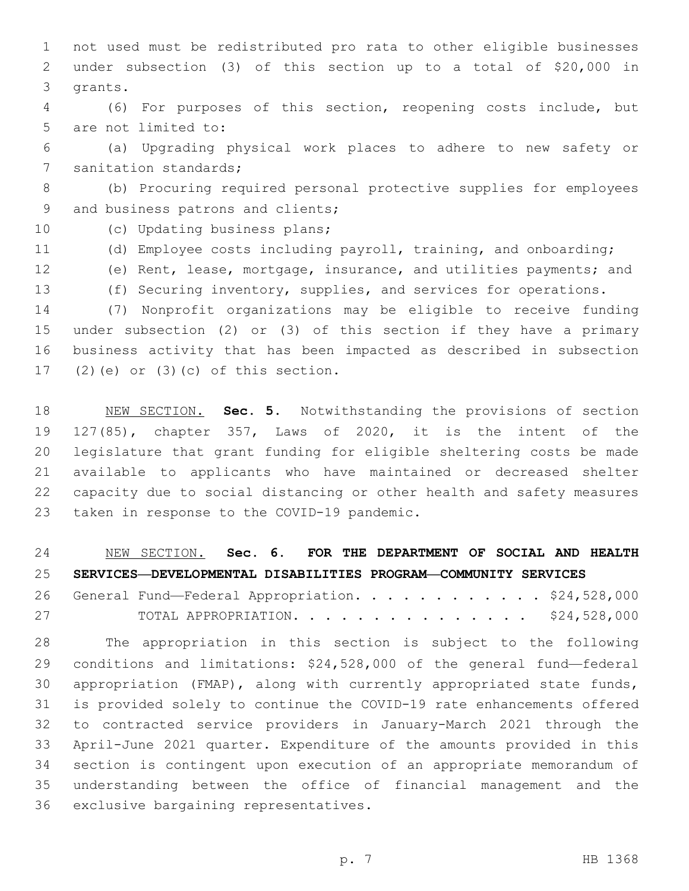not used must be redistributed pro rata to other eligible businesses under subsection (3) of this section up to a total of $20,000 in grants.

(6) For purposes of this section, reopening costs include, but are not limited to:

(a) Upgrading physical work places to adhere to new safety or sanitation standards;

(b) Procuring required personal protective supplies for employees and business patrons and clients;

(c) Updating business plans;

(d) Employee costs including payroll, training, and onboarding;

(e) Rent, lease, mortgage, insurance, and utilities payments; and

(f) Securing inventory, supplies, and services for operations.

(7) Nonprofit organizations may be eligible to receive funding under subsection (2) or (3) of this section if they have a primary business activity that has been impacted as described in subsection (2)(e) or (3)(c) of this section.

NEW SECTION. **Sec. 5.** Notwithstanding the provisions of section 127(85), chapter 357, Laws of 2020, it is the intent of the legislature that grant funding for eligible sheltering costs be made available to applicants who have maintained or decreased shelter capacity due to social distancing or other health and safety measures taken in response to the COVID-19 pandemic.

NEW SECTION. **Sec. 6. FOR THE DEPARTMENT OF SOCIAL AND HEALTH SERVICES—DEVELOPMENTAL DISABILITIES PROGRAM—COMMUNITY SERVICES**

General Fund—Federal Appropriation. . . . . . . . . . . . . $24,528,000

TOTAL APPROPRIATION. . . . . . . . . . . . . . . $24,528,000

The appropriation in this section is subject to the following conditions and limitations: $24,528,000 of the general fund—federal appropriation (FMAP), along with currently appropriated state funds, is provided solely to continue the COVID-19 rate enhancements offered to contracted service providers in January-March 2021 through the April-June 2021 quarter. Expenditure of the amounts provided in this section is contingent upon execution of an appropriate memorandum of understanding between the office of financial management and the exclusive bargaining representatives.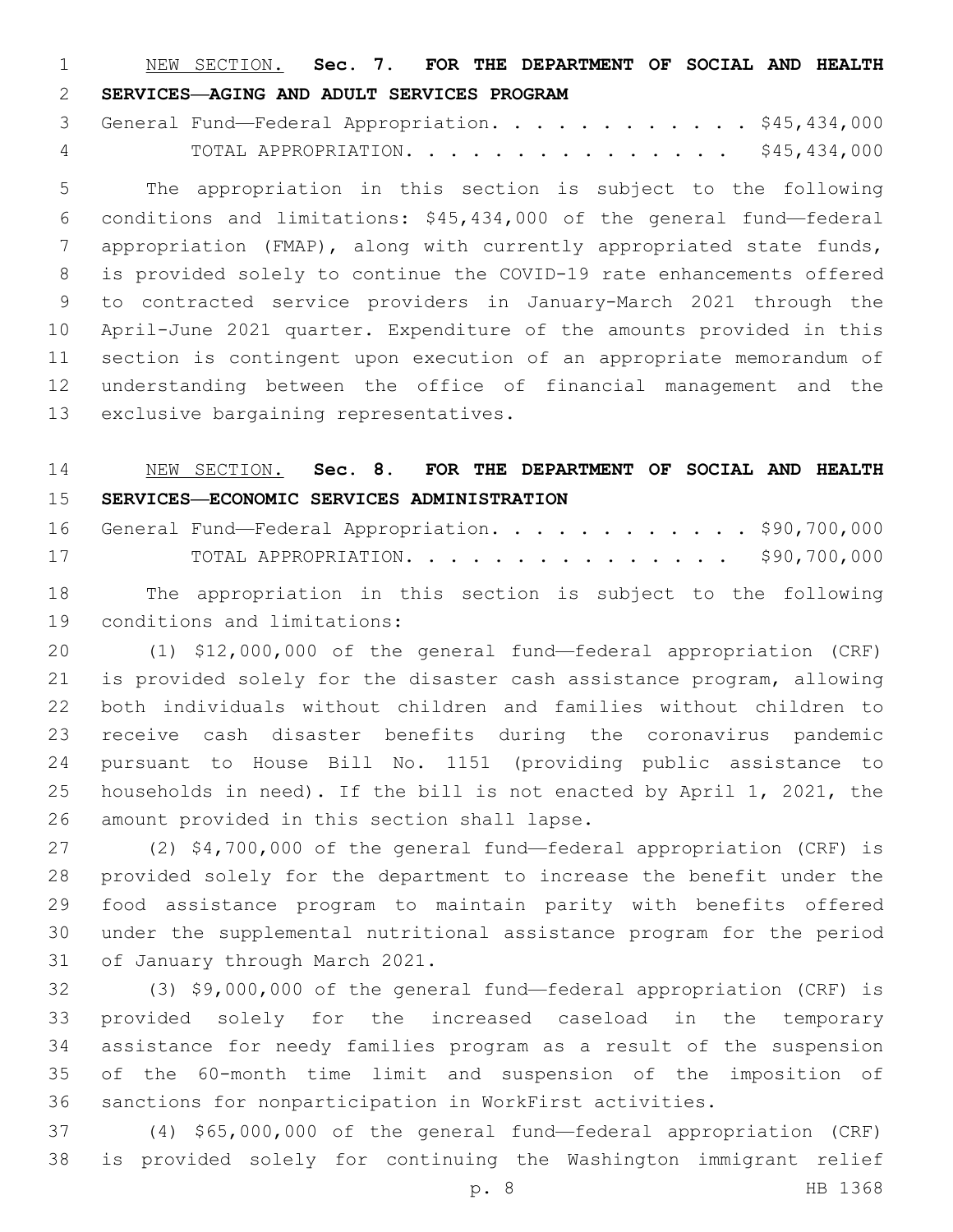NEW SECTION. **Sec. 7. FOR THE DEPARTMENT OF SOCIAL AND HEALTH SERVICES—AGING AND ADULT SERVICES PROGRAM**

General Fund—Federal Appropriation. . . . . . . . . . . . $45,434,000
TOTAL APPROPRIATION. . . . . . . . . . . . . . . $45,434,000

The appropriation in this section is subject to the following conditions and limitations: $45,434,000 of the general fund—federal appropriation (FMAP), along with currently appropriated state funds, is provided solely to continue the COVID-19 rate enhancements offered to contracted service providers in January-March 2021 through the April-June 2021 quarter. Expenditure of the amounts provided in this section is contingent upon execution of an appropriate memorandum of understanding between the office of financial management and the exclusive bargaining representatives.

NEW SECTION. **Sec. 8. FOR THE DEPARTMENT OF SOCIAL AND HEALTH SERVICES—ECONOMIC SERVICES ADMINISTRATION**

General Fund—Federal Appropriation. . . . . . . . . . . . $90,700,000
TOTAL APPROPRIATION. . . . . . . . . . . . . . . $90,700,000

The appropriation in this section is subject to the following conditions and limitations:

(1) $12,000,000 of the general fund—federal appropriation (CRF) is provided solely for the disaster cash assistance program, allowing both individuals without children and families without children to receive cash disaster benefits during the coronavirus pandemic pursuant to House Bill No. 1151 (providing public assistance to households in need). If the bill is not enacted by April 1, 2021, the amount provided in this section shall lapse.

(2) $4,700,000 of the general fund—federal appropriation (CRF) is provided solely for the department to increase the benefit under the food assistance program to maintain parity with benefits offered under the supplemental nutritional assistance program for the period of January through March 2021.

(3) $9,000,000 of the general fund—federal appropriation (CRF) is provided solely for the increased caseload in the temporary assistance for needy families program as a result of the suspension of the 60-month time limit and suspension of the imposition of sanctions for nonparticipation in WorkFirst activities.

(4) $65,000,000 of the general fund—federal appropriation (CRF) is provided solely for continuing the Washington immigrant relief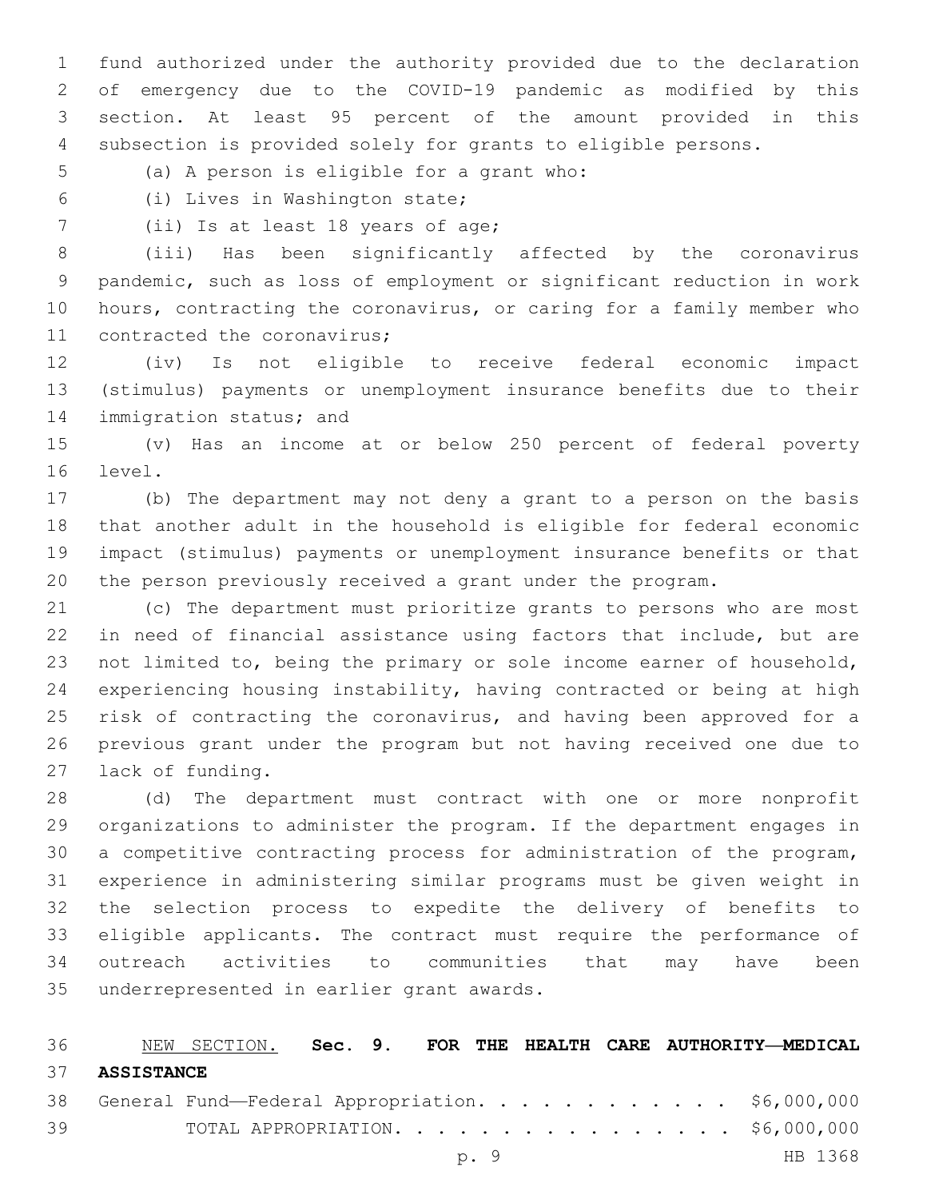fund authorized under the authority provided due to the declaration of emergency due to the COVID-19 pandemic as modified by this section. At least 95 percent of the amount provided in this subsection is provided solely for grants to eligible persons.

(a) A person is eligible for a grant who:

(i) Lives in Washington state;

(ii) Is at least 18 years of age;

(iii) Has been significantly affected by the coronavirus pandemic, such as loss of employment or significant reduction in work hours, contracting the coronavirus, or caring for a family member who contracted the coronavirus;

(iv) Is not eligible to receive federal economic impact (stimulus) payments or unemployment insurance benefits due to their immigration status; and

(v) Has an income at or below 250 percent of federal poverty level.

(b) The department may not deny a grant to a person on the basis that another adult in the household is eligible for federal economic impact (stimulus) payments or unemployment insurance benefits or that the person previously received a grant under the program.

(c) The department must prioritize grants to persons who are most in need of financial assistance using factors that include, but are not limited to, being the primary or sole income earner of household, experiencing housing instability, having contracted or being at high risk of contracting the coronavirus, and having been approved for a previous grant under the program but not having received one due to lack of funding.

(d) The department must contract with one or more nonprofit organizations to administer the program. If the department engages in a competitive contracting process for administration of the program, experience in administering similar programs must be given weight in the selection process to expedite the delivery of benefits to eligible applicants. The contract must require the performance of outreach activities to communities that may have been underrepresented in earlier grant awards.

NEW SECTION. **Sec. 9. FOR THE HEALTH CARE AUTHORITY—MEDICAL ASSISTANCE**

General Fund—Federal Appropriation. . . . . . . . . . . . $6,000,000

TOTAL APPROPRIATION. . . . . . . . . . . . . . . . $6,000,000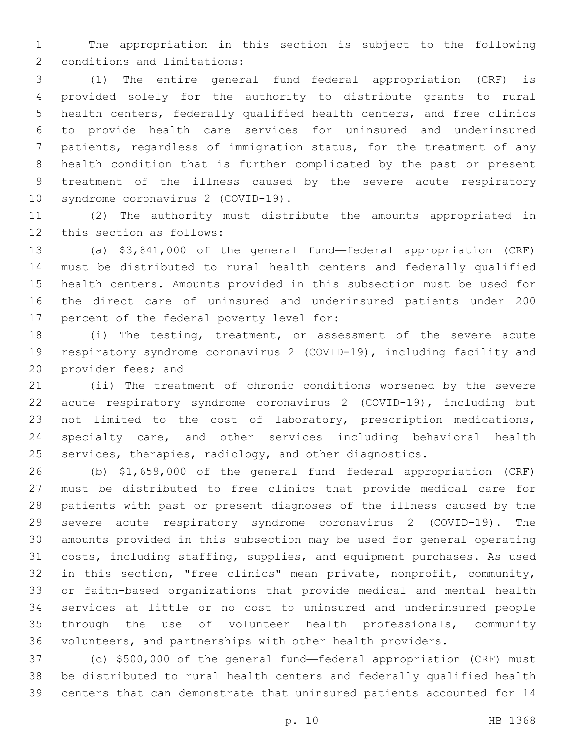The appropriation in this section is subject to the following conditions and limitations:

(1) The entire general fund—federal appropriation (CRF) is provided solely for the authority to distribute grants to rural health centers, federally qualified health centers, and free clinics to provide health care services for uninsured and underinsured patients, regardless of immigration status, for the treatment of any health condition that is further complicated by the past or present treatment of the illness caused by the severe acute respiratory syndrome coronavirus 2 (COVID-19).

(2) The authority must distribute the amounts appropriated in this section as follows:

(a) $3,841,000 of the general fund—federal appropriation (CRF) must be distributed to rural health centers and federally qualified health centers. Amounts provided in this subsection must be used for the direct care of uninsured and underinsured patients under 200 percent of the federal poverty level for:

(i) The testing, treatment, or assessment of the severe acute respiratory syndrome coronavirus 2 (COVID-19), including facility and provider fees; and

(ii) The treatment of chronic conditions worsened by the severe acute respiratory syndrome coronavirus 2 (COVID-19), including but not limited to the cost of laboratory, prescription medications, specialty care, and other services including behavioral health services, therapies, radiology, and other diagnostics.

(b) $1,659,000 of the general fund—federal appropriation (CRF) must be distributed to free clinics that provide medical care for patients with past or present diagnoses of the illness caused by the severe acute respiratory syndrome coronavirus 2 (COVID-19). The amounts provided in this subsection may be used for general operating costs, including staffing, supplies, and equipment purchases. As used in this section, "free clinics" mean private, nonprofit, community, or faith-based organizations that provide medical and mental health services at little or no cost to uninsured and underinsured people through the use of volunteer health professionals, community volunteers, and partnerships with other health providers.

(c) $500,000 of the general fund—federal appropriation (CRF) must be distributed to rural health centers and federally qualified health centers that can demonstrate that uninsured patients accounted for 14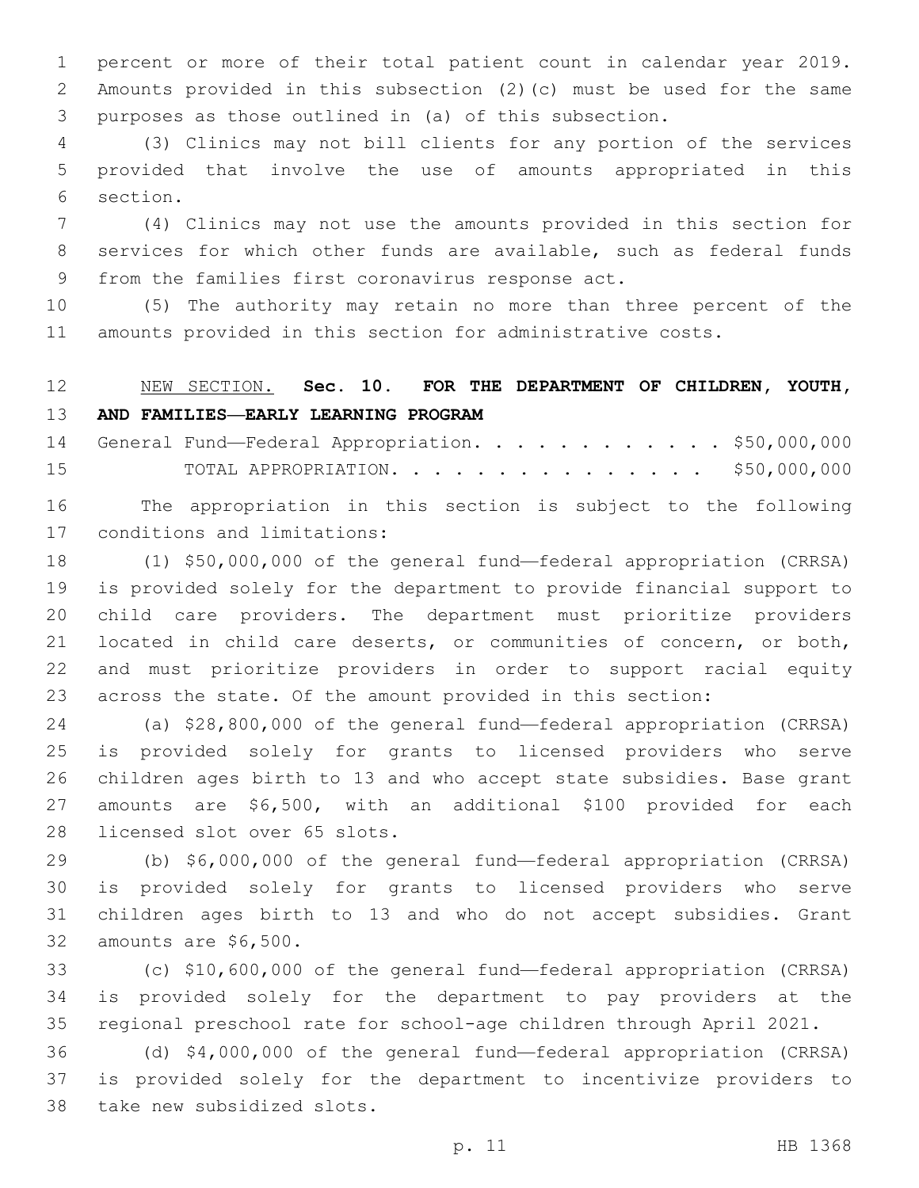percent or more of their total patient count in calendar year 2019. Amounts provided in this subsection (2)(c) must be used for the same purposes as those outlined in (a) of this subsection.

(3) Clinics may not bill clients for any portion of the services provided that involve the use of amounts appropriated in this section.

(4) Clinics may not use the amounts provided in this section for services for which other funds are available, such as federal funds from the families first coronavirus response act.

(5) The authority may retain no more than three percent of the amounts provided in this section for administrative costs.

NEW SECTION. **Sec. 10. FOR THE DEPARTMENT OF CHILDREN, YOUTH, AND FAMILIES—EARLY LEARNING PROGRAM**

| | |
|---|---|
| General Fund—Federal Appropriation. . . . . . . . . . . . | $50,000,000 |
| TOTAL APPROPRIATION. . . . . . . . . . . . . . . | $50,000,000 |

The appropriation in this section is subject to the following conditions and limitations:

(1) $50,000,000 of the general fund—federal appropriation (CRRSA) is provided solely for the department to provide financial support to child care providers. The department must prioritize providers located in child care deserts, or communities of concern, or both, and must prioritize providers in order to support racial equity across the state. Of the amount provided in this section:

(a) $28,800,000 of the general fund—federal appropriation (CRRSA) is provided solely for grants to licensed providers who serve children ages birth to 13 and who accept state subsidies. Base grant amounts are $6,500, with an additional $100 provided for each licensed slot over 65 slots.

(b) $6,000,000 of the general fund—federal appropriation (CRRSA) is provided solely for grants to licensed providers who serve children ages birth to 13 and who do not accept subsidies. Grant amounts are $6,500.

(c) $10,600,000 of the general fund—federal appropriation (CRRSA) is provided solely for the department to pay providers at the regional preschool rate for school-age children through April 2021.

(d) $4,000,000 of the general fund—federal appropriation (CRRSA) is provided solely for the department to incentivize providers to take new subsidized slots.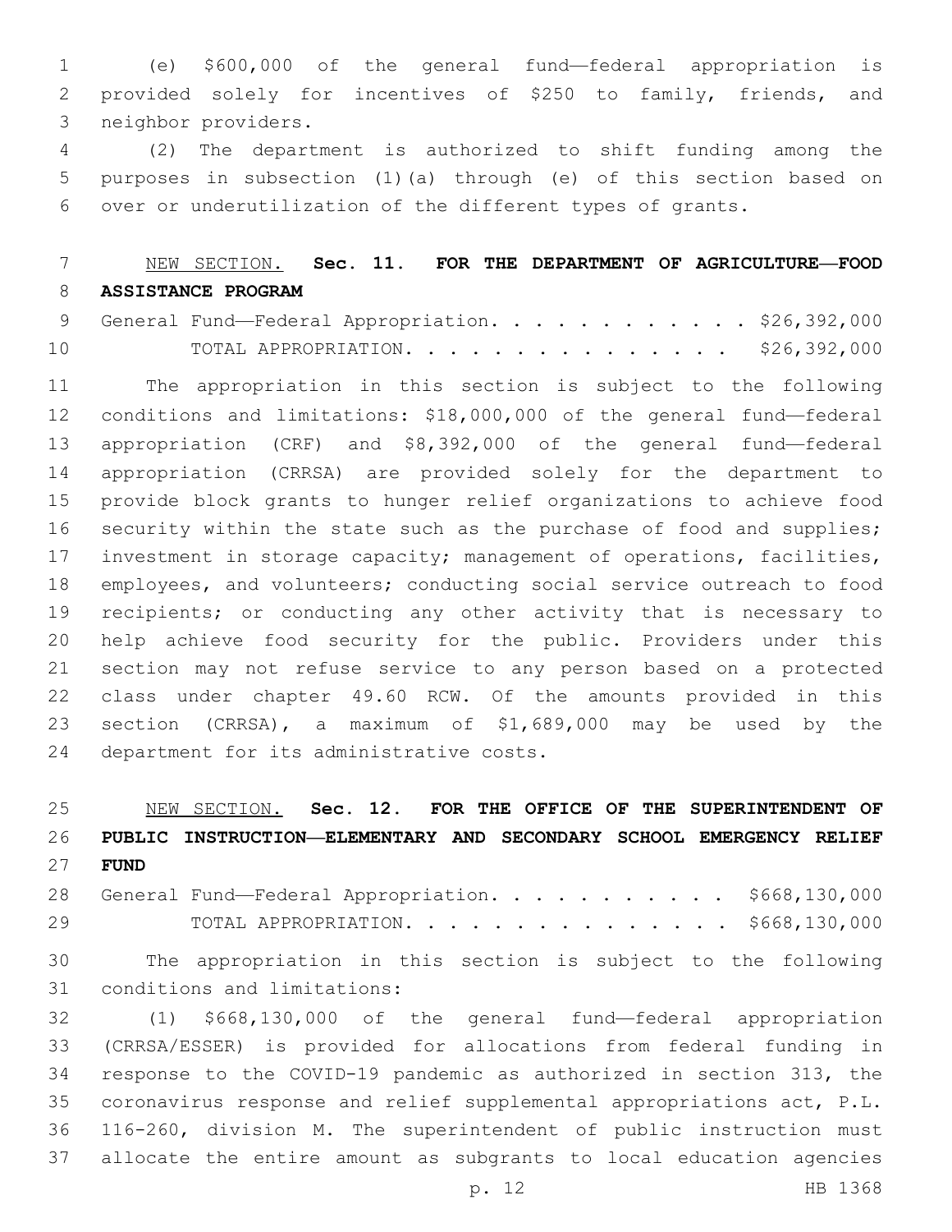(e) $600,000 of the general fund—federal appropriation is provided solely for incentives of $250 to family, friends, and neighbor providers.

(2) The department is authorized to shift funding among the purposes in subsection (1)(a) through (e) of this section based on over or underutilization of the different types of grants.

NEW SECTION. **Sec. 11. FOR THE DEPARTMENT OF AGRICULTURE—FOOD ASSISTANCE PROGRAM**

General Fund—Federal Appropriation. . . . . . . . . . . . . $26,392,000

TOTAL APPROPRIATION. . . . . . . . . . . . . . . $26,392,000

The appropriation in this section is subject to the following conditions and limitations: $18,000,000 of the general fund—federal appropriation (CRF) and $8,392,000 of the general fund—federal appropriation (CRRSA) are provided solely for the department to provide block grants to hunger relief organizations to achieve food security within the state such as the purchase of food and supplies; investment in storage capacity; management of operations, facilities, employees, and volunteers; conducting social service outreach to food recipients; or conducting any other activity that is necessary to help achieve food security for the public. Providers under this section may not refuse service to any person based on a protected class under chapter 49.60 RCW. Of the amounts provided in this section (CRRSA), a maximum of $1,689,000 may be used by the department for its administrative costs.

NEW SECTION. **Sec. 12. FOR THE OFFICE OF THE SUPERINTENDENT OF PUBLIC INSTRUCTION—ELEMENTARY AND SECONDARY SCHOOL EMERGENCY RELIEF FUND**

General Fund—Federal Appropriation. . . . . . . . . . . $668,130,000

TOTAL APPROPRIATION. . . . . . . . . . . . . . . $668,130,000

The appropriation in this section is subject to the following conditions and limitations:

(1) $668,130,000 of the general fund—federal appropriation (CRRSA/ESSER) is provided for allocations from federal funding in response to the COVID-19 pandemic as authorized in section 313, the coronavirus response and relief supplemental appropriations act, P.L. 116-260, division M. The superintendent of public instruction must allocate the entire amount as subgrants to local education agencies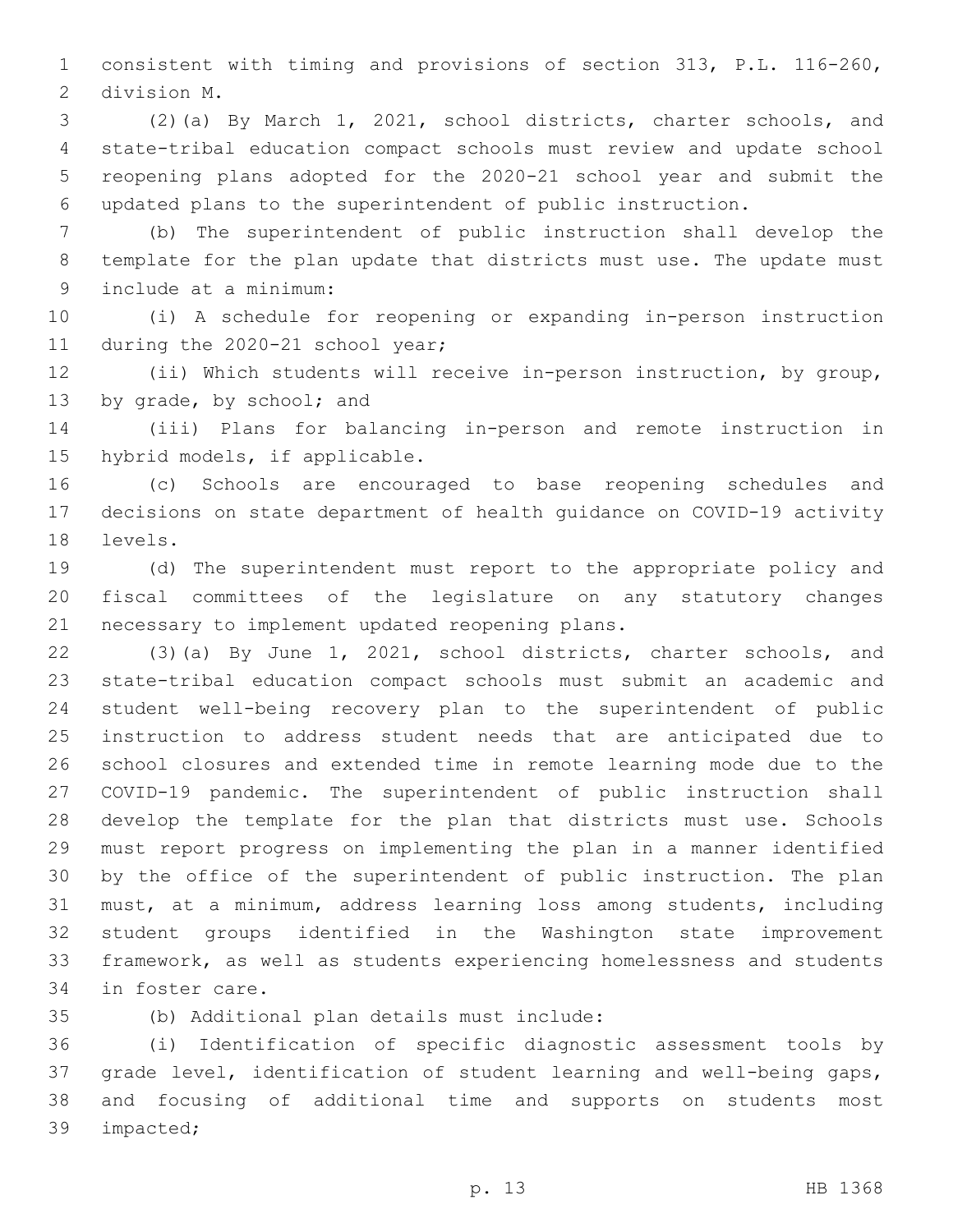consistent with timing and provisions of section 313, P.L. 116-260, division M.

(2)(a) By March 1, 2021, school districts, charter schools, and state-tribal education compact schools must review and update school reopening plans adopted for the 2020-21 school year and submit the updated plans to the superintendent of public instruction.

(b) The superintendent of public instruction shall develop the template for the plan update that districts must use. The update must include at a minimum:

(i) A schedule for reopening or expanding in-person instruction during the 2020-21 school year;

(ii) Which students will receive in-person instruction, by group, by grade, by school; and

(iii) Plans for balancing in-person and remote instruction in hybrid models, if applicable.

(c) Schools are encouraged to base reopening schedules and decisions on state department of health guidance on COVID-19 activity levels.

(d) The superintendent must report to the appropriate policy and fiscal committees of the legislature on any statutory changes necessary to implement updated reopening plans.

(3)(a) By June 1, 2021, school districts, charter schools, and state-tribal education compact schools must submit an academic and student well-being recovery plan to the superintendent of public instruction to address student needs that are anticipated due to school closures and extended time in remote learning mode due to the COVID-19 pandemic. The superintendent of public instruction shall develop the template for the plan that districts must use. Schools must report progress on implementing the plan in a manner identified by the office of the superintendent of public instruction. The plan must, at a minimum, address learning loss among students, including student groups identified in the Washington state improvement framework, as well as students experiencing homelessness and students in foster care.

(b) Additional plan details must include:

(i) Identification of specific diagnostic assessment tools by grade level, identification of student learning and well-being gaps, and focusing of additional time and supports on students most impacted;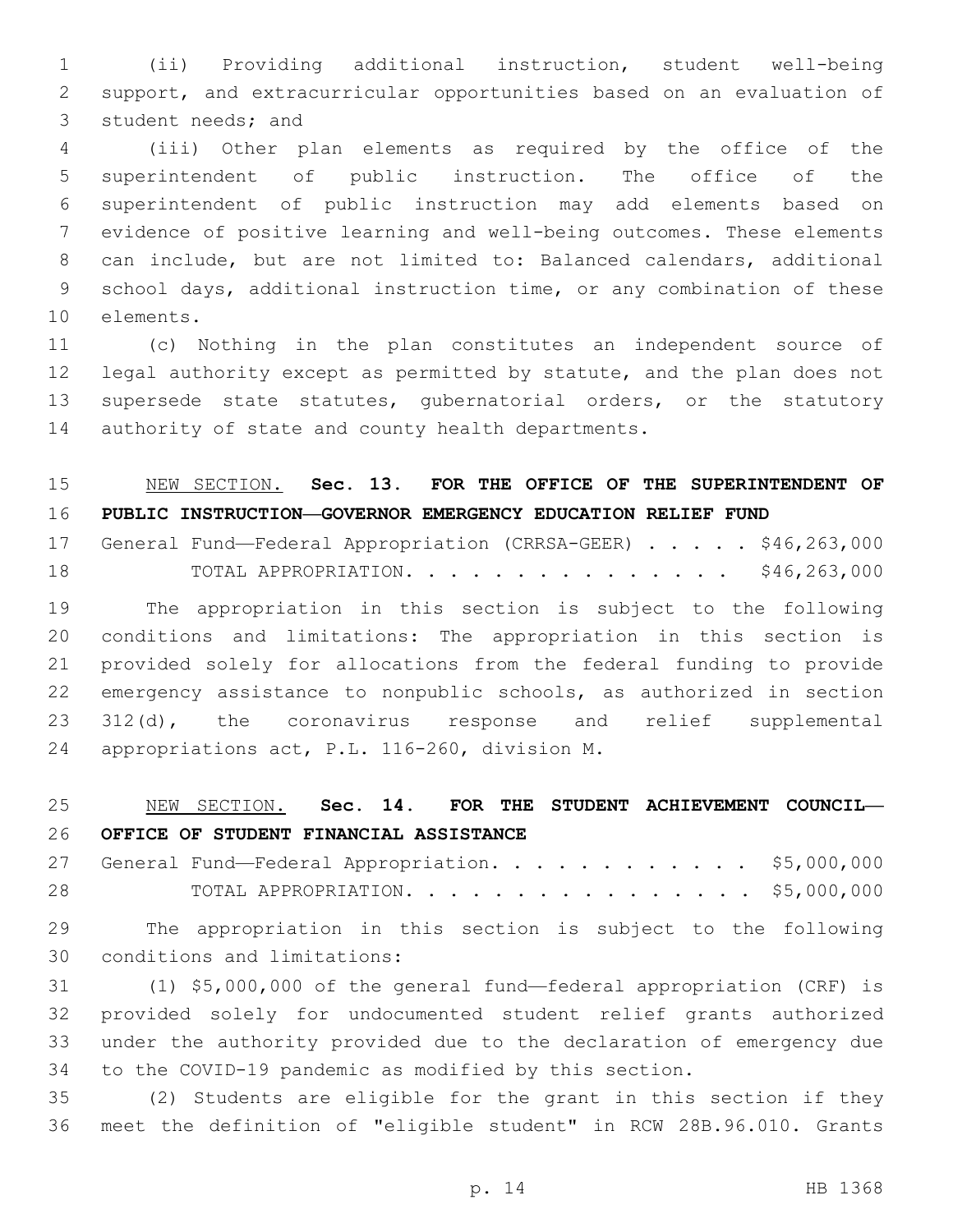(ii) Providing additional instruction, student well-being support, and extracurricular opportunities based on an evaluation of student needs; and

(iii) Other plan elements as required by the office of the superintendent of public instruction. The office of the superintendent of public instruction may add elements based on evidence of positive learning and well-being outcomes. These elements can include, but are not limited to: Balanced calendars, additional school days, additional instruction time, or any combination of these elements.

(c) Nothing in the plan constitutes an independent source of legal authority except as permitted by statute, and the plan does not supersede state statutes, gubernatorial orders, or the statutory authority of state and county health departments.

NEW SECTION. **Sec. 13. FOR THE OFFICE OF THE SUPERINTENDENT OF PUBLIC INSTRUCTION—GOVERNOR EMERGENCY EDUCATION RELIEF FUND**

General Fund—Federal Appropriation (CRRSA-GEER) . . . . . $46,263,000
TOTAL APPROPRIATION. . . . . . . . . . . . . . . . $46,263,000

The appropriation in this section is subject to the following conditions and limitations: The appropriation in this section is provided solely for allocations from the federal funding to provide emergency assistance to nonpublic schools, as authorized in section 312(d), the coronavirus response and relief supplemental appropriations act, P.L. 116-260, division M.

NEW SECTION. **Sec. 14. FOR THE STUDENT ACHIEVEMENT COUNCIL—OFFICE OF STUDENT FINANCIAL ASSISTANCE**

General Fund—Federal Appropriation. . . . . . . . . . . . $5,000,000
TOTAL APPROPRIATION. . . . . . . . . . . . . . . . . $5,000,000

The appropriation in this section is subject to the following conditions and limitations:

(1) $5,000,000 of the general fund—federal appropriation (CRF) is provided solely for undocumented student relief grants authorized under the authority provided due to the declaration of emergency due to the COVID-19 pandemic as modified by this section.

(2) Students are eligible for the grant in this section if they meet the definition of "eligible student" in RCW 28B.96.010. Grants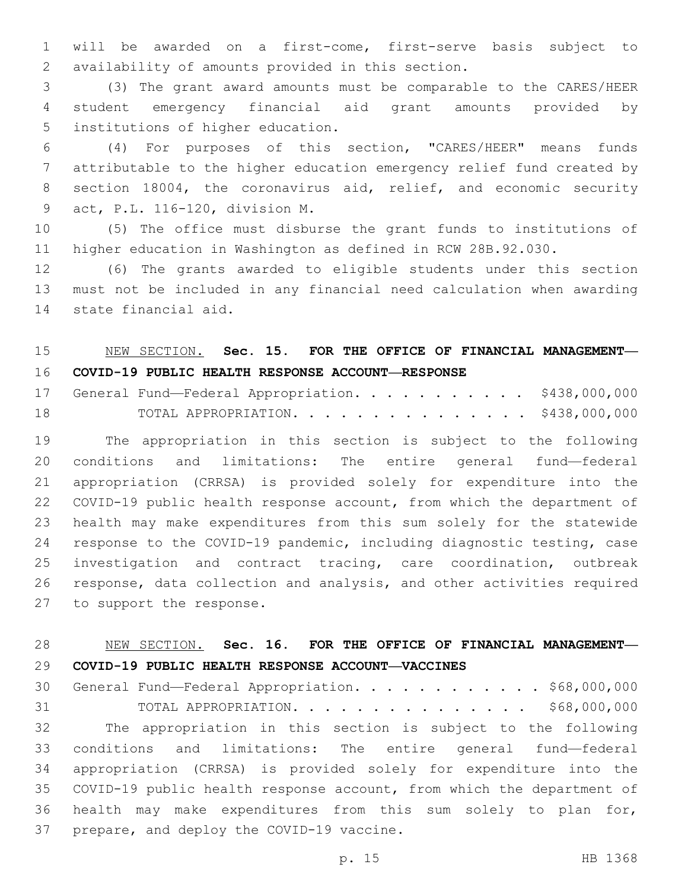will be awarded on a first-come, first-serve basis subject to availability of amounts provided in this section.

(3) The grant award amounts must be comparable to the CARES/HEER student emergency financial aid grant amounts provided by institutions of higher education.

(4) For purposes of this section, "CARES/HEER" means funds attributable to the higher education emergency relief fund created by section 18004, the coronavirus aid, relief, and economic security act, P.L. 116-120, division M.

(5) The office must disburse the grant funds to institutions of higher education in Washington as defined in RCW 28B.92.030.

(6) The grants awarded to eligible students under this section must not be included in any financial need calculation when awarding state financial aid.

NEW SECTION. **Sec. 15. FOR THE OFFICE OF FINANCIAL MANAGEMENT—COVID-19 PUBLIC HEALTH RESPONSE ACCOUNT—RESPONSE**

General Fund—Federal Appropriation. . . . . . . . . . . . $438,000,000
TOTAL APPROPRIATION. . . . . . . . . . . . . . . $438,000,000

The appropriation in this section is subject to the following conditions and limitations: The entire general fund—federal appropriation (CRRSA) is provided solely for expenditure into the COVID-19 public health response account, from which the department of health may make expenditures from this sum solely for the statewide response to the COVID-19 pandemic, including diagnostic testing, case investigation and contract tracing, care coordination, outbreak response, data collection and analysis, and other activities required to support the response.

NEW SECTION. **Sec. 16. FOR THE OFFICE OF FINANCIAL MANAGEMENT—COVID-19 PUBLIC HEALTH RESPONSE ACCOUNT—VACCINES**

General Fund—Federal Appropriation. . . . . . . . . . . . . $68,000,000
TOTAL APPROPRIATION. . . . . . . . . . . . . . . $68,000,000

The appropriation in this section is subject to the following conditions and limitations: The entire general fund—federal appropriation (CRRSA) is provided solely for expenditure into the COVID-19 public health response account, from which the department of health may make expenditures from this sum solely to plan for, prepare, and deploy the COVID-19 vaccine.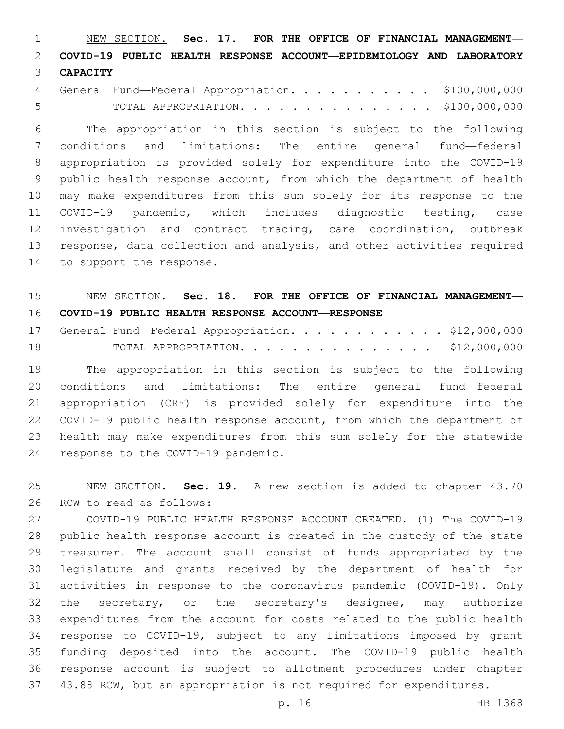NEW SECTION. **Sec. 17. FOR THE OFFICE OF FINANCIAL MANAGEMENT—COVID-19 PUBLIC HEALTH RESPONSE ACCOUNT—EPIDEMIOLOGY AND LABORATORY CAPACITY**

General Fund—Federal Appropriation. . . . . . . . . . . . $100,000,000
TOTAL APPROPRIATION. . . . . . . . . . . . . . . . $100,000,000

The appropriation in this section is subject to the following conditions and limitations: The entire general fund—federal appropriation is provided solely for expenditure into the COVID-19 public health response account, from which the department of health may make expenditures from this sum solely for its response to the COVID-19 pandemic, which includes diagnostic testing, case investigation and contract tracing, care coordination, outbreak response, data collection and analysis, and other activities required to support the response.

NEW SECTION. **Sec. 18. FOR THE OFFICE OF FINANCIAL MANAGEMENT—COVID-19 PUBLIC HEALTH RESPONSE ACCOUNT—RESPONSE**

General Fund—Federal Appropriation. . . . . . . . . . . . . $12,000,000
TOTAL APPROPRIATION. . . . . . . . . . . . . . . . $12,000,000

The appropriation in this section is subject to the following conditions and limitations: The entire general fund—federal appropriation (CRF) is provided solely for expenditure into the COVID-19 public health response account, from which the department of health may make expenditures from this sum solely for the statewide response to the COVID-19 pandemic.

NEW SECTION. **Sec. 19.** A new section is added to chapter 43.70 RCW to read as follows:

COVID-19 PUBLIC HEALTH RESPONSE ACCOUNT CREATED. (1) The COVID-19 public health response account is created in the custody of the state treasurer. The account shall consist of funds appropriated by the legislature and grants received by the department of health for activities in response to the coronavirus pandemic (COVID-19). Only the secretary, or the secretary's designee, may authorize expenditures from the account for costs related to the public health response to COVID-19, subject to any limitations imposed by grant funding deposited into the account. The COVID-19 public health response account is subject to allotment procedures under chapter 43.88 RCW, but an appropriation is not required for expenditures.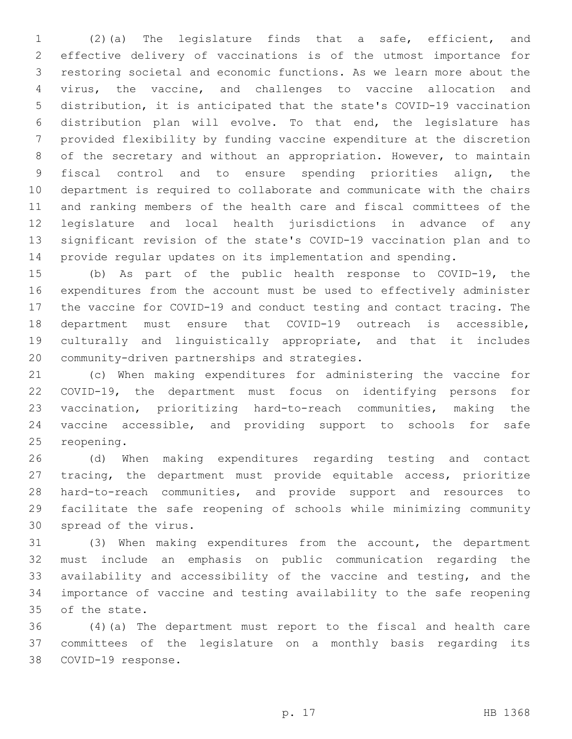(2)(a) The legislature finds that a safe, efficient, and effective delivery of vaccinations is of the utmost importance for restoring societal and economic functions. As we learn more about the virus, the vaccine, and challenges to vaccine allocation and distribution, it is anticipated that the state's COVID-19 vaccination distribution plan will evolve. To that end, the legislature has provided flexibility by funding vaccine expenditure at the discretion of the secretary and without an appropriation. However, to maintain fiscal control and to ensure spending priorities align, the department is required to collaborate and communicate with the chairs and ranking members of the health care and fiscal committees of the legislature and local health jurisdictions in advance of any significant revision of the state's COVID-19 vaccination plan and to provide regular updates on its implementation and spending.

(b) As part of the public health response to COVID-19, the expenditures from the account must be used to effectively administer the vaccine for COVID-19 and conduct testing and contact tracing. The department must ensure that COVID-19 outreach is accessible, culturally and linguistically appropriate, and that it includes community-driven partnerships and strategies.

(c) When making expenditures for administering the vaccine for COVID-19, the department must focus on identifying persons for vaccination, prioritizing hard-to-reach communities, making the vaccine accessible, and providing support to schools for safe reopening.

(d) When making expenditures regarding testing and contact tracing, the department must provide equitable access, prioritize hard-to-reach communities, and provide support and resources to facilitate the safe reopening of schools while minimizing community spread of the virus.

(3) When making expenditures from the account, the department must include an emphasis on public communication regarding the availability and accessibility of the vaccine and testing, and the importance of vaccine and testing availability to the safe reopening of the state.

(4)(a) The department must report to the fiscal and health care committees of the legislature on a monthly basis regarding its COVID-19 response.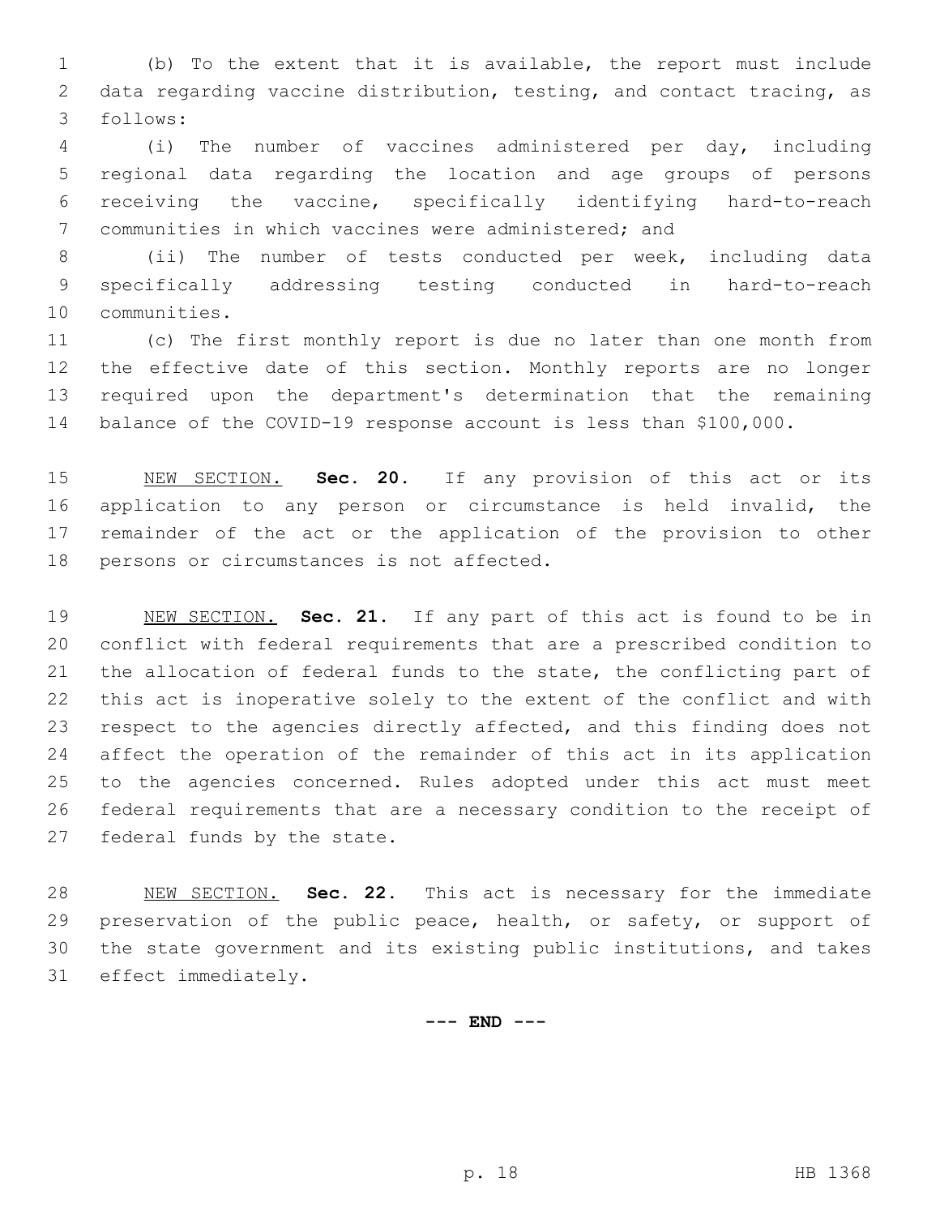(b) To the extent that it is available, the report must include data regarding vaccine distribution, testing, and contact tracing, as follows:

(i) The number of vaccines administered per day, including regional data regarding the location and age groups of persons receiving the vaccine, specifically identifying hard-to-reach communities in which vaccines were administered; and

(ii) The number of tests conducted per week, including data specifically addressing testing conducted in hard-to-reach communities.

(c) The first monthly report is due no later than one month from the effective date of this section. Monthly reports are no longer required upon the department's determination that the remaining balance of the COVID-19 response account is less than $100,000.

NEW SECTION. **Sec. 20.** If any provision of this act or its application to any person or circumstance is held invalid, the remainder of the act or the application of the provision to other persons or circumstances is not affected.

NEW SECTION. **Sec. 21.** If any part of this act is found to be in conflict with federal requirements that are a prescribed condition to the allocation of federal funds to the state, the conflicting part of this act is inoperative solely to the extent of the conflict and with respect to the agencies directly affected, and this finding does not affect the operation of the remainder of this act in its application to the agencies concerned. Rules adopted under this act must meet federal requirements that are a necessary condition to the receipt of federal funds by the state.

NEW SECTION. **Sec. 22.** This act is necessary for the immediate preservation of the public peace, health, or safety, or support of the state government and its existing public institutions, and takes effect immediately.

**--- END ---**